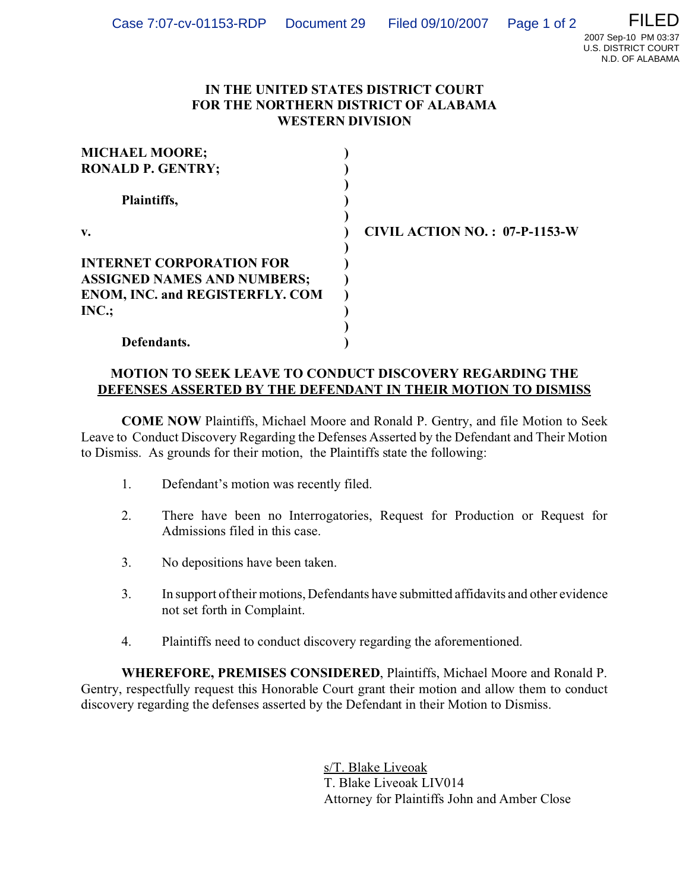FILED
2007 Sep-10 PM 03:37
U.S. DISTRICT COURT
N.D. OF ALABAMA

**IN THE UNITED STATES DISTRICT COURT
FOR THE NORTHERN DISTRICT OF ALABAMA
WESTERN DIVISION**

| | | |
|---|---|---|
| **MICHAEL MOORE;** | ) | |
| **RONALD P. GENTRY;** | ) | |
| | ) | |
| **Plaintiffs,** | ) | |
| | ) | |
| **v.** | ) | **CIVIL ACTION NO. : 07-P-1153-W** |
| | ) | |
| **INTERNET CORPORATION FOR ASSIGNED NAMES AND NUMBERS; ENOM, INC. and REGISTERFLY. COM INC.;** | ) | |
| | ) | |
| **Defendants.** | ) | |

**MOTION TO SEEK LEAVE TO CONDUCT DISCOVERY REGARDING THE DEFENSES ASSERTED BY THE DEFENDANT IN THEIR MOTION TO DISMISS**

**COME NOW** Plaintiffs, Michael Moore and Ronald P. Gentry, and file Motion to Seek Leave to Conduct Discovery Regarding the Defenses Asserted by the Defendant and Their Motion to Dismiss. As grounds for their motion, the Plaintiffs state the following:

1. Defendant's motion was recently filed.

2. There have been no Interrogatories, Request for Production or Request for Admissions filed in this case.

3. No depositions have been taken.

3. In support of their motions, Defendants have submitted affidavits and other evidence not set forth in Complaint.

4. Plaintiffs need to conduct discovery regarding the aforementioned.

**WHEREFORE, PREMISES CONSIDERED**, Plaintiffs, Michael Moore and Ronald P. Gentry, respectfully request this Honorable Court grant their motion and allow them to conduct discovery regarding the defenses asserted by the Defendant in their Motion to Dismiss.

s/T. Blake Liveoak
T. Blake Liveoak LIV014
Attorney for Plaintiffs John and Amber Close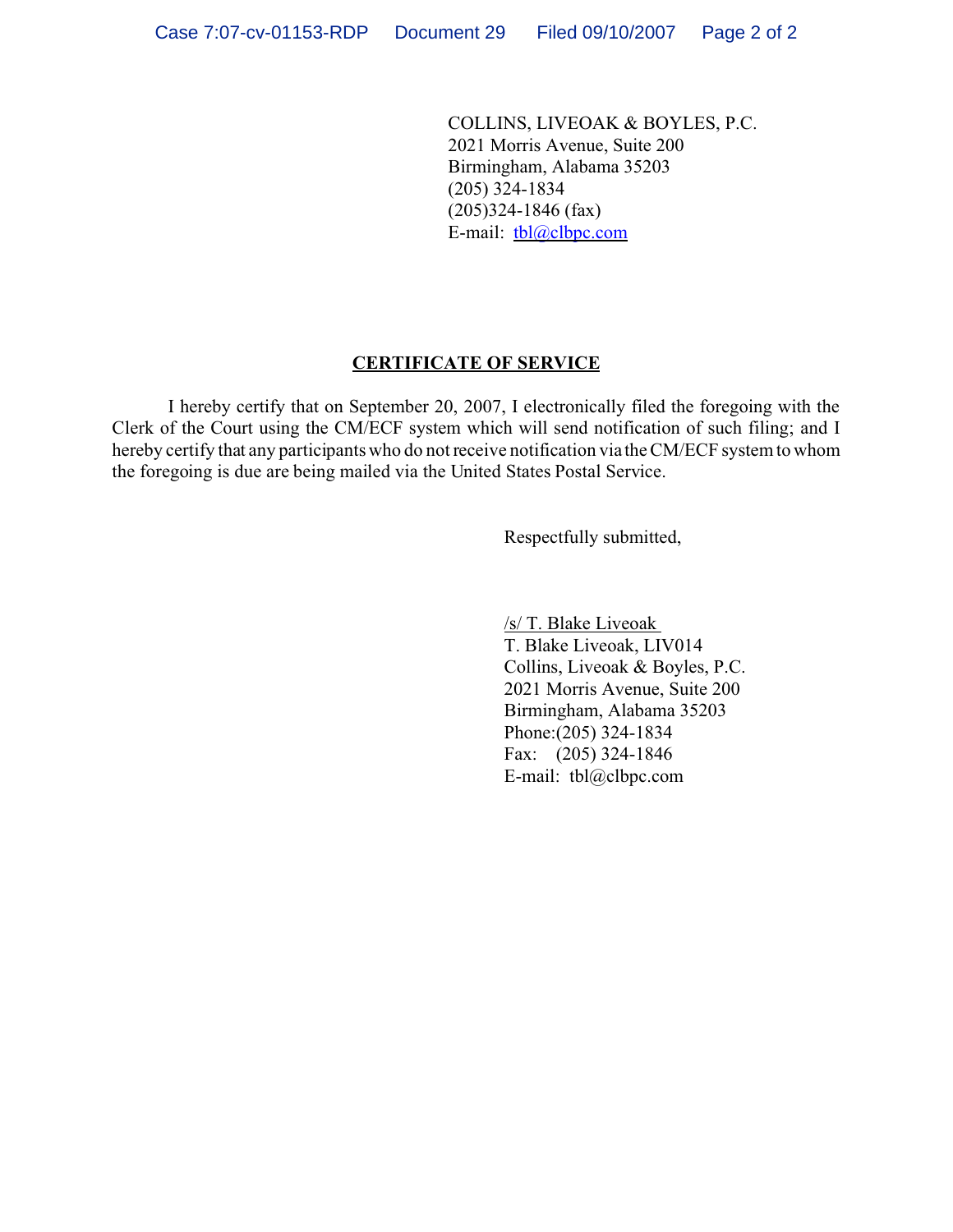COLLINS, LIVEOAK & BOYLES, P.C.
2021 Morris Avenue, Suite 200
Birmingham, Alabama 35203
(205) 324-1834
(205)324-1846 (fax)
E-mail: tbl@clbpc.com

**CERTIFICATE OF SERVICE**

I hereby certify that on September 20, 2007, I electronically filed the foregoing with the Clerk of the Court using the CM/ECF system which will send notification of such filing; and I hereby certify that any participants who do not receive notification via the CM/ECF system to whom the foregoing is due are being mailed via the United States Postal Service.

Respectfully submitted,

/s/ T. Blake Liveoak
T. Blake Liveoak, LIV014
Collins, Liveoak & Boyles, P.C.
2021 Morris Avenue, Suite 200
Birmingham, Alabama 35203
Phone:(205) 324-1834
Fax: (205) 324-1846
E-mail: tbl@clbpc.com